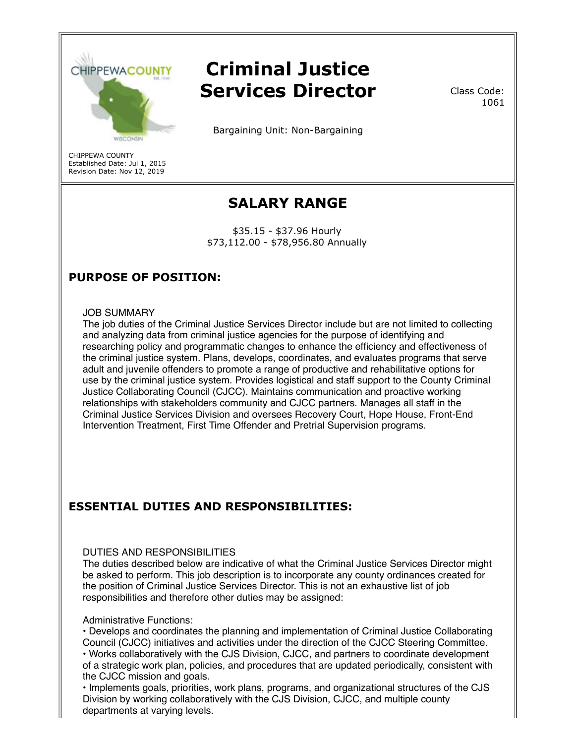# Criminal Justice Services Director

Class Code: 1061

Bargaining Unit: Non-Bargaining

CHIPPEWA COUNTY
Established Date: Jul 1, 2015
Revision Date: Nov 12, 2019

## SALARY RANGE

$35.15 - $37.96 Hourly
$73,112.00 - $78,956.80 Annually

## PURPOSE OF POSITION:

JOB SUMMARY

The job duties of the Criminal Justice Services Director include but are not limited to collecting and analyzing data from criminal justice agencies for the purpose of identifying and researching policy and programmatic changes to enhance the efficiency and effectiveness of the criminal justice system. Plans, develops, coordinates, and evaluates programs that serve adult and juvenile offenders to promote a range of productive and rehabilitative options for use by the criminal justice system. Provides logistical and staff support to the County Criminal Justice Collaborating Council (CJCC). Maintains communication and proactive working relationships with stakeholders community and CJCC partners. Manages all staff in the Criminal Justice Services Division and oversees Recovery Court, Hope House, Front-End Intervention Treatment, First Time Offender and Pretrial Supervision programs.

## ESSENTIAL DUTIES AND RESPONSIBILITIES:

DUTIES AND RESPONSIBILITIES

The duties described below are indicative of what the Criminal Justice Services Director might be asked to perform. This job description is to incorporate any county ordinances created for the position of Criminal Justice Services Director. This is not an exhaustive list of job responsibilities and therefore other duties may be assigned:

Administrative Functions:

- Develops and coordinates the planning and implementation of Criminal Justice Collaborating Council (CJCC) initiatives and activities under the direction of the CJCC Steering Committee.
- Works collaboratively with the CJS Division, CJCC, and partners to coordinate development of a strategic work plan, policies, and procedures that are updated periodically, consistent with the CJCC mission and goals.
- Implements goals, priorities, work plans, programs, and organizational structures of the CJS Division by working collaboratively with the CJS Division, CJCC, and multiple county departments at varying levels.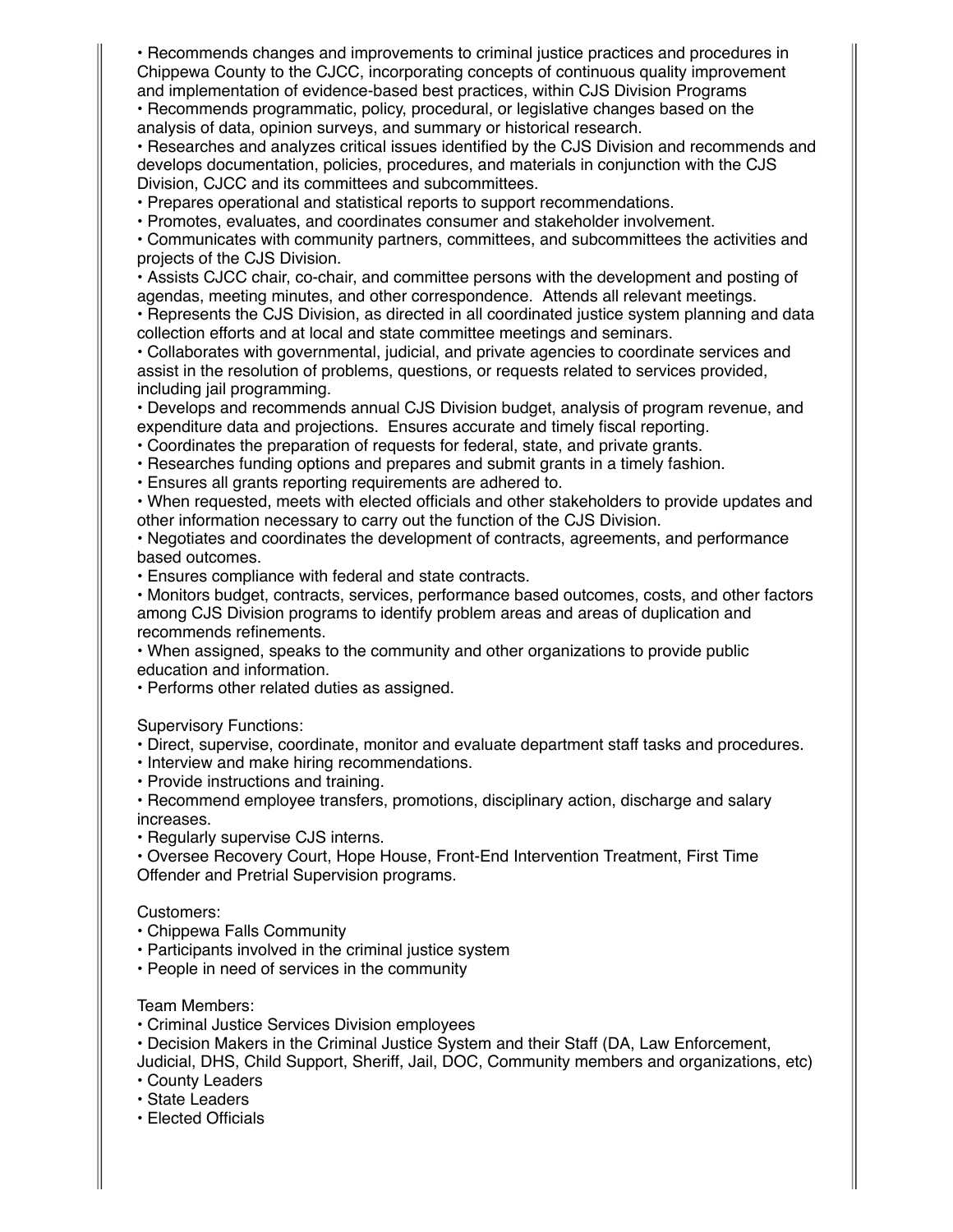- Recommends changes and improvements to criminal justice practices and procedures in Chippewa County to the CJCC, incorporating concepts of continuous quality improvement and implementation of evidence-based best practices, within CJS Division Programs
- Recommends programmatic, policy, procedural, or legislative changes based on the analysis of data, opinion surveys, and summary or historical research.
- Researches and analyzes critical issues identified by the CJS Division and recommends and develops documentation, policies, procedures, and materials in conjunction with the CJS Division, CJCC and its committees and subcommittees.
- Prepares operational and statistical reports to support recommendations.
- Promotes, evaluates, and coordinates consumer and stakeholder involvement.
- Communicates with community partners, committees, and subcommittees the activities and projects of the CJS Division.
- Assists CJCC chair, co-chair, and committee persons with the development and posting of agendas, meeting minutes, and other correspondence. Attends all relevant meetings.
- Represents the CJS Division, as directed in all coordinated justice system planning and data collection efforts and at local and state committee meetings and seminars.
- Collaborates with governmental, judicial, and private agencies to coordinate services and assist in the resolution of problems, questions, or requests related to services provided, including jail programming.
- Develops and recommends annual CJS Division budget, analysis of program revenue, and expenditure data and projections. Ensures accurate and timely fiscal reporting.
- Coordinates the preparation of requests for federal, state, and private grants.
- Researches funding options and prepares and submit grants in a timely fashion.
- Ensures all grants reporting requirements are adhered to.
- When requested, meets with elected officials and other stakeholders to provide updates and other information necessary to carry out the function of the CJS Division.
- Negotiates and coordinates the development of contracts, agreements, and performance based outcomes.
- Ensures compliance with federal and state contracts.
- Monitors budget, contracts, services, performance based outcomes, costs, and other factors among CJS Division programs to identify problem areas and areas of duplication and recommends refinements.
- When assigned, speaks to the community and other organizations to provide public education and information.
- Performs other related duties as assigned.

Supervisory Functions:

- Direct, supervise, coordinate, monitor and evaluate department staff tasks and procedures.
- Interview and make hiring recommendations.
- Provide instructions and training.
- Recommend employee transfers, promotions, disciplinary action, discharge and salary increases.
- Regularly supervise CJS interns.
- Oversee Recovery Court, Hope House, Front-End Intervention Treatment, First Time Offender and Pretrial Supervision programs.

Customers:

- Chippewa Falls Community
- Participants involved in the criminal justice system
- People in need of services in the community

Team Members:

- Criminal Justice Services Division employees
- Decision Makers in the Criminal Justice System and their Staff (DA, Law Enforcement, Judicial, DHS, Child Support, Sheriff, Jail, DOC, Community members and organizations, etc)
- County Leaders
- State Leaders
- Elected Officials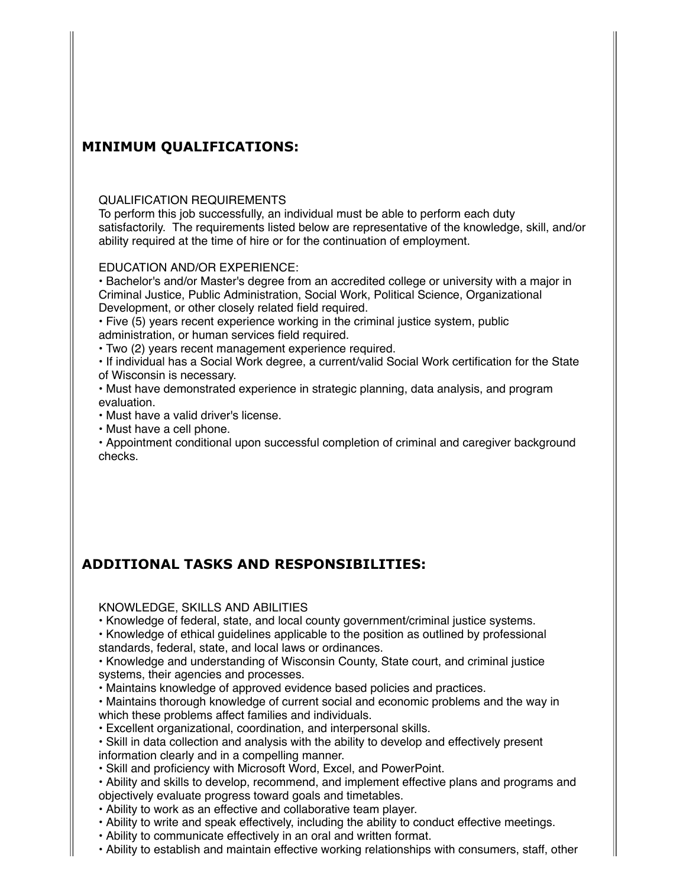## MINIMUM QUALIFICATIONS:

QUALIFICATION REQUIREMENTS

To perform this job successfully, an individual must be able to perform each duty satisfactorily. The requirements listed below are representative of the knowledge, skill, and/or ability required at the time of hire or for the continuation of employment.

EDUCATION AND/OR EXPERIENCE:

- Bachelor's and/or Master's degree from an accredited college or university with a major in Criminal Justice, Public Administration, Social Work, Political Science, Organizational Development, or other closely related field required.
- Five (5) years recent experience working in the criminal justice system, public administration, or human services field required.
- Two (2) years recent management experience required.
- If individual has a Social Work degree, a current/valid Social Work certification for the State of Wisconsin is necessary.
- Must have demonstrated experience in strategic planning, data analysis, and program evaluation.
- Must have a valid driver's license.
- Must have a cell phone.
- Appointment conditional upon successful completion of criminal and caregiver background checks.

## ADDITIONAL TASKS AND RESPONSIBILITIES:

KNOWLEDGE, SKILLS AND ABILITIES

- Knowledge of federal, state, and local county government/criminal justice systems.
- Knowledge of ethical guidelines applicable to the position as outlined by professional standards, federal, state, and local laws or ordinances.
- Knowledge and understanding of Wisconsin County, State court, and criminal justice systems, their agencies and processes.
- Maintains knowledge of approved evidence based policies and practices.
- Maintains thorough knowledge of current social and economic problems and the way in which these problems affect families and individuals.
- Excellent organizational, coordination, and interpersonal skills.
- Skill in data collection and analysis with the ability to develop and effectively present information clearly and in a compelling manner.
- Skill and proficiency with Microsoft Word, Excel, and PowerPoint.
- Ability and skills to develop, recommend, and implement effective plans and programs and objectively evaluate progress toward goals and timetables.
- Ability to work as an effective and collaborative team player.
- Ability to write and speak effectively, including the ability to conduct effective meetings.
- Ability to communicate effectively in an oral and written format.
- Ability to establish and maintain effective working relationships with consumers, staff, other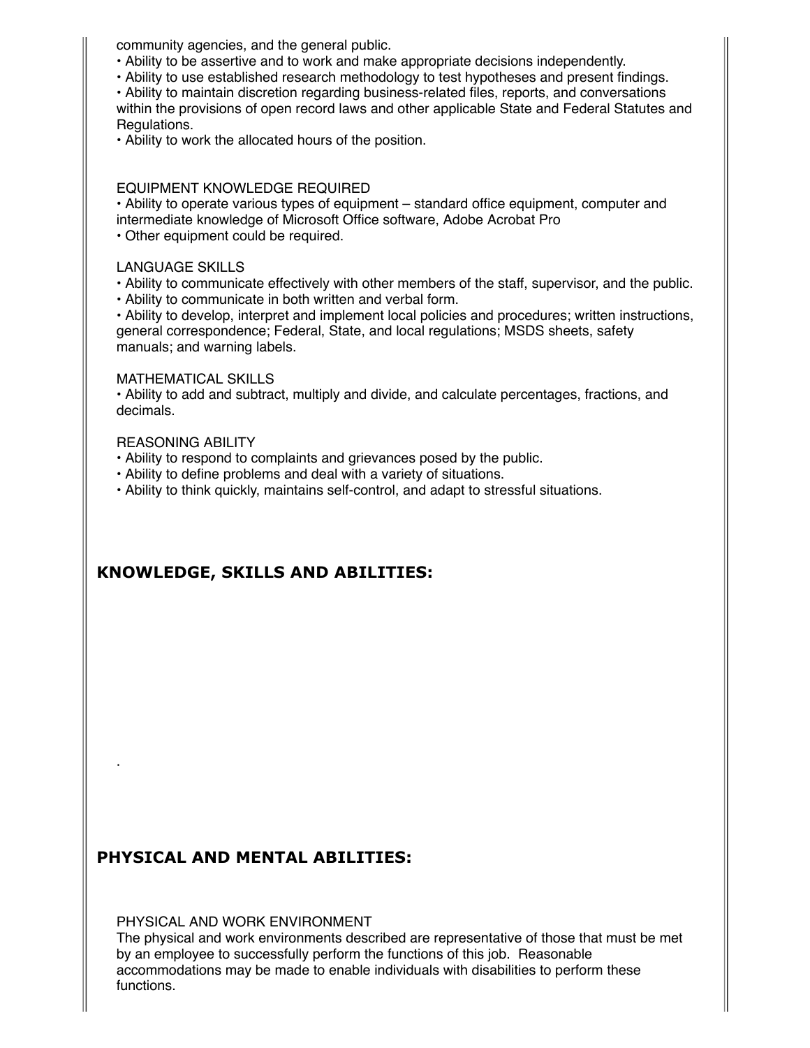community agencies, and the general public.

- Ability to be assertive and to work and make appropriate decisions independently.
- Ability to use established research methodology to test hypotheses and present findings.
- Ability to maintain discretion regarding business-related files, reports, and conversations within the provisions of open record laws and other applicable State and Federal Statutes and Regulations.
- Ability to work the allocated hours of the position.

EQUIPMENT KNOWLEDGE REQUIRED

- Ability to operate various types of equipment – standard office equipment, computer and intermediate knowledge of Microsoft Office software, Adobe Acrobat Pro
- Other equipment could be required.

LANGUAGE SKILLS

- Ability to communicate effectively with other members of the staff, supervisor, and the public.
- Ability to communicate in both written and verbal form.
- Ability to develop, interpret and implement local policies and procedures; written instructions, general correspondence; Federal, State, and local regulations; MSDS sheets, safety manuals; and warning labels.

MATHEMATICAL SKILLS

- Ability to add and subtract, multiply and divide, and calculate percentages, fractions, and decimals.

REASONING ABILITY

- Ability to respond to complaints and grievances posed by the public.
- Ability to define problems and deal with a variety of situations.
- Ability to think quickly, maintains self-control, and adapt to stressful situations.

## KNOWLEDGE, SKILLS AND ABILITIES:

.

## PHYSICAL AND MENTAL ABILITIES:

PHYSICAL AND WORK ENVIRONMENT

The physical and work environments described are representative of those that must be met by an employee to successfully perform the functions of this job. Reasonable accommodations may be made to enable individuals with disabilities to perform these functions.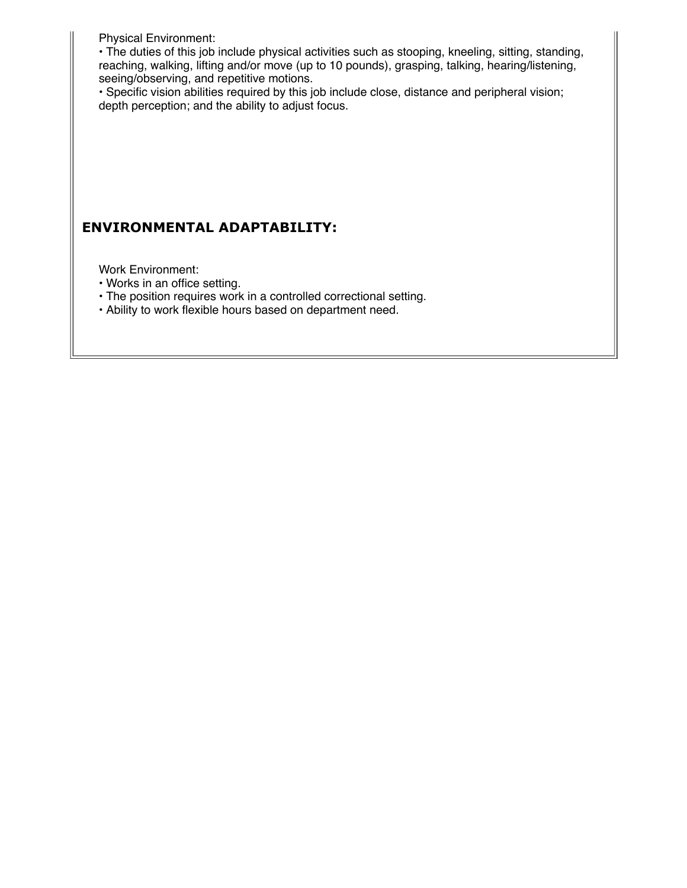Physical Environment:

- The duties of this job include physical activities such as stooping, kneeling, sitting, standing, reaching, walking, lifting and/or move (up to 10 pounds), grasping, talking, hearing/listening, seeing/observing, and repetitive motions.
- Specific vision abilities required by this job include close, distance and peripheral vision; depth perception; and the ability to adjust focus.

## ENVIRONMENTAL ADAPTABILITY:

Work Environment:

- Works in an office setting.
- The position requires work in a controlled correctional setting.
- Ability to work flexible hours based on department need.